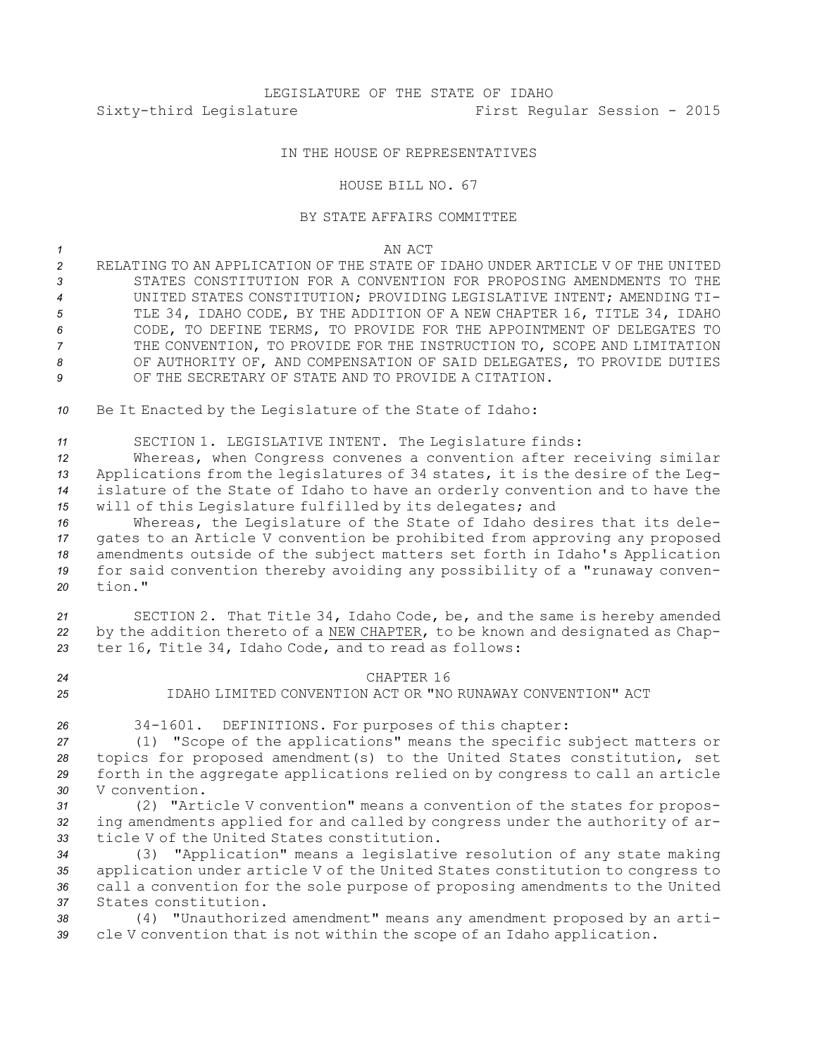LEGISLATURE OF THE STATE OF IDAHO

Sixty-third Legislature First Regular Session - 2015

IN THE HOUSE OF REPRESENTATIVES

HOUSE BILL NO. 67

BY STATE AFFAIRS COMMITTEE

AN ACT

RELATING TO AN APPLICATION OF THE STATE OF IDAHO UNDER ARTICLE V OF THE UNITED STATES CONSTITUTION FOR A CONVENTION FOR PROPOSING AMENDMENTS TO THE UNITED STATES CONSTITUTION; PROVIDING LEGISLATIVE INTENT; AMENDING TITLE 34, IDAHO CODE, BY THE ADDITION OF A NEW CHAPTER 16, TITLE 34, IDAHO CODE, TO DEFINE TERMS, TO PROVIDE FOR THE APPOINTMENT OF DELEGATES TO THE CONVENTION, TO PROVIDE FOR THE INSTRUCTION TO, SCOPE AND LIMITATION OF AUTHORITY OF, AND COMPENSATION OF SAID DELEGATES, TO PROVIDE DUTIES OF THE SECRETARY OF STATE AND TO PROVIDE A CITATION.

Be It Enacted by the Legislature of the State of Idaho:

SECTION 1. LEGISLATIVE INTENT. The Legislature finds:

Whereas, when Congress convenes a convention after receiving similar Applications from the legislatures of 34 states, it is the desire of the Legislature of the State of Idaho to have an orderly convention and to have the will of this Legislature fulfilled by its delegates; and

Whereas, the Legislature of the State of Idaho desires that its delegates to an Article V convention be prohibited from approving any proposed amendments outside of the subject matters set forth in Idaho's Application for said convention thereby avoiding any possibility of a "runaway convention."

SECTION 2. That Title 34, Idaho Code, be, and the same is hereby amended by the addition thereto of a NEW CHAPTER, to be known and designated as Chapter 16, Title 34, Idaho Code, and to read as follows:

CHAPTER 16

IDAHO LIMITED CONVENTION ACT OR "NO RUNAWAY CONVENTION" ACT

34-1601. DEFINITIONS. For purposes of this chapter:

(1) "Scope of the applications" means the specific subject matters or topics for proposed amendment(s) to the United States constitution, set forth in the aggregate applications relied on by congress to call an article V convention.

(2) "Article V convention" means a convention of the states for proposing amendments applied for and called by congress under the authority of article V of the United States constitution.

(3) "Application" means a legislative resolution of any state making application under article V of the United States constitution to congress to call a convention for the sole purpose of proposing amendments to the United States constitution.

(4) "Unauthorized amendment" means any amendment proposed by an article V convention that is not within the scope of an Idaho application.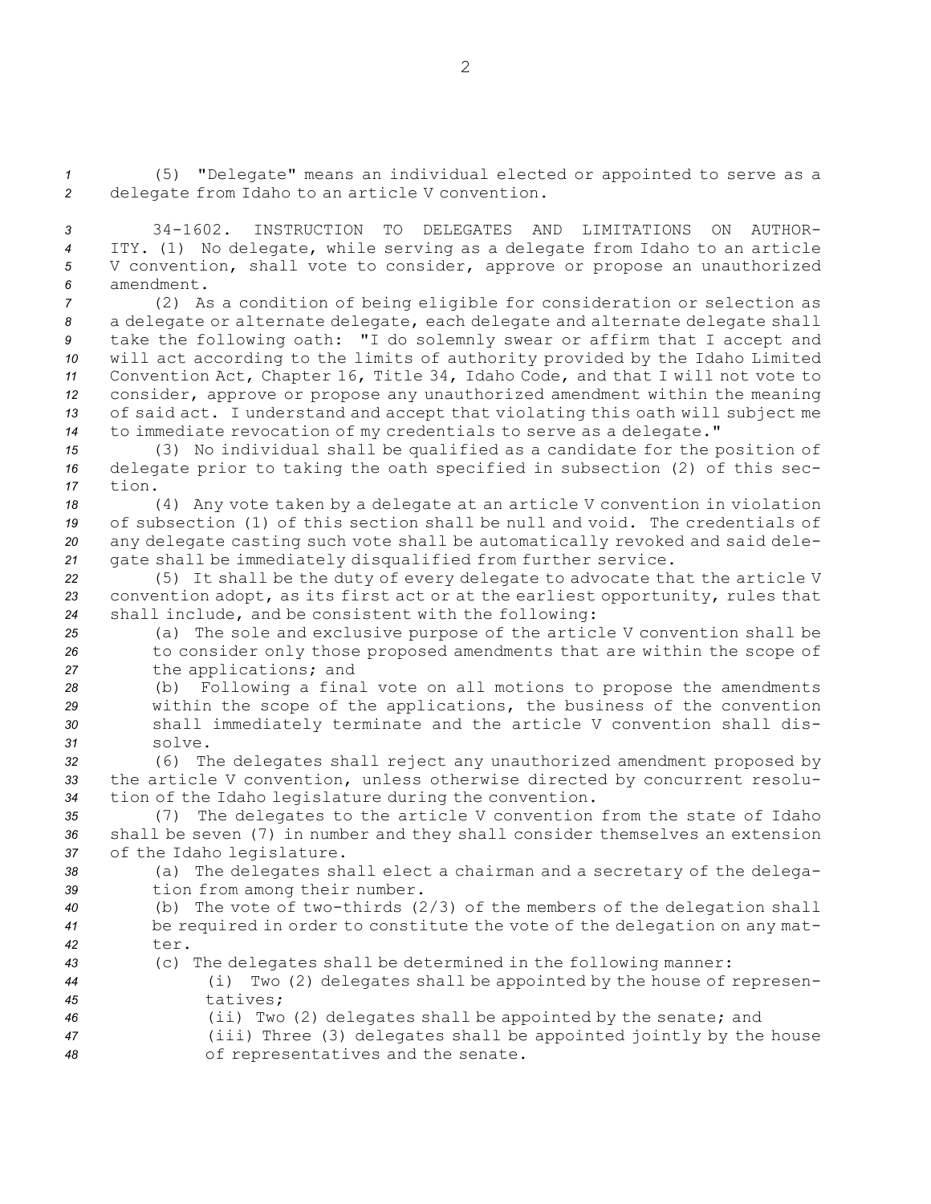(5) "Delegate" means an individual elected or appointed to serve as a delegate from Idaho to an article V convention.

34-1602. INSTRUCTION TO DELEGATES AND LIMITATIONS ON AUTHORITY. (1) No delegate, while serving as a delegate from Idaho to an article V convention, shall vote to consider, approve or propose an unauthorized amendment.

(2) As a condition of being eligible for consideration or selection as a delegate or alternate delegate, each delegate and alternate delegate shall take the following oath: "I do solemnly swear or affirm that I accept and will act according to the limits of authority provided by the Idaho Limited Convention Act, Chapter 16, Title 34, Idaho Code, and that I will not vote to consider, approve or propose any unauthorized amendment within the meaning of said act. I understand and accept that violating this oath will subject me to immediate revocation of my credentials to serve as a delegate."

(3) No individual shall be qualified as a candidate for the position of delegate prior to taking the oath specified in subsection (2) of this section.

(4) Any vote taken by a delegate at an article V convention in violation of subsection (1) of this section shall be null and void. The credentials of any delegate casting such vote shall be automatically revoked and said delegate shall be immediately disqualified from further service.

(5) It shall be the duty of every delegate to advocate that the article V convention adopt, as its first act or at the earliest opportunity, rules that shall include, and be consistent with the following:

(a) The sole and exclusive purpose of the article V convention shall be to consider only those proposed amendments that are within the scope of the applications; and

(b) Following a final vote on all motions to propose the amendments within the scope of the applications, the business of the convention shall immediately terminate and the article V convention shall dissolve.

(6) The delegates shall reject any unauthorized amendment proposed by the article V convention, unless otherwise directed by concurrent resolution of the Idaho legislature during the convention.

(7) The delegates to the article V convention from the state of Idaho shall be seven (7) in number and they shall consider themselves an extension of the Idaho legislature.

(a) The delegates shall elect a chairman and a secretary of the delegation from among their number.

(b) The vote of two-thirds (2/3) of the members of the delegation shall be required in order to constitute the vote of the delegation on any matter.

(c) The delegates shall be determined in the following manner:

(i) Two (2) delegates shall be appointed by the house of representatives;

(ii) Two (2) delegates shall be appointed by the senate; and

(iii) Three (3) delegates shall be appointed jointly by the house of representatives and the senate.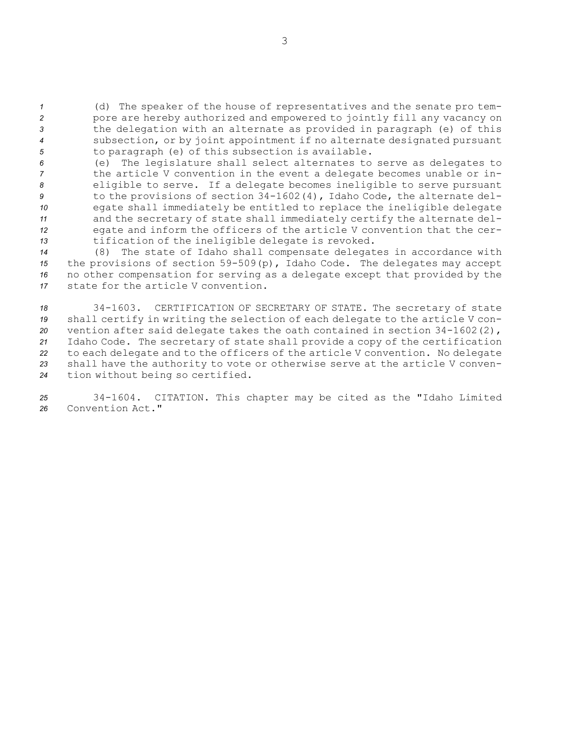(d) The speaker of the house of representatives and the senate pro tempore are hereby authorized and empowered to jointly fill any vacancy on the delegation with an alternate as provided in paragraph (e) of this subsection, or by joint appointment if no alternate designated pursuant to paragraph (e) of this subsection is available.

(e) The legislature shall select alternates to serve as delegates to the article V convention in the event a delegate becomes unable or ineligible to serve. If a delegate becomes ineligible to serve pursuant to the provisions of section 34-1602(4), Idaho Code, the alternate delegate shall immediately be entitled to replace the ineligible delegate and the secretary of state shall immediately certify the alternate delegate and inform the officers of the article V convention that the certification of the ineligible delegate is revoked.

(8) The state of Idaho shall compensate delegates in accordance with the provisions of section 59-509(p), Idaho Code. The delegates may accept no other compensation for serving as a delegate except that provided by the state for the article V convention.

34-1603. CERTIFICATION OF SECRETARY OF STATE. The secretary of state shall certify in writing the selection of each delegate to the article V convention after said delegate takes the oath contained in section 34-1602(2), Idaho Code. The secretary of state shall provide a copy of the certification to each delegate and to the officers of the article V convention. No delegate shall have the authority to vote or otherwise serve at the article V convention without being so certified.

34-1604. CITATION. This chapter may be cited as the "Idaho Limited Convention Act."